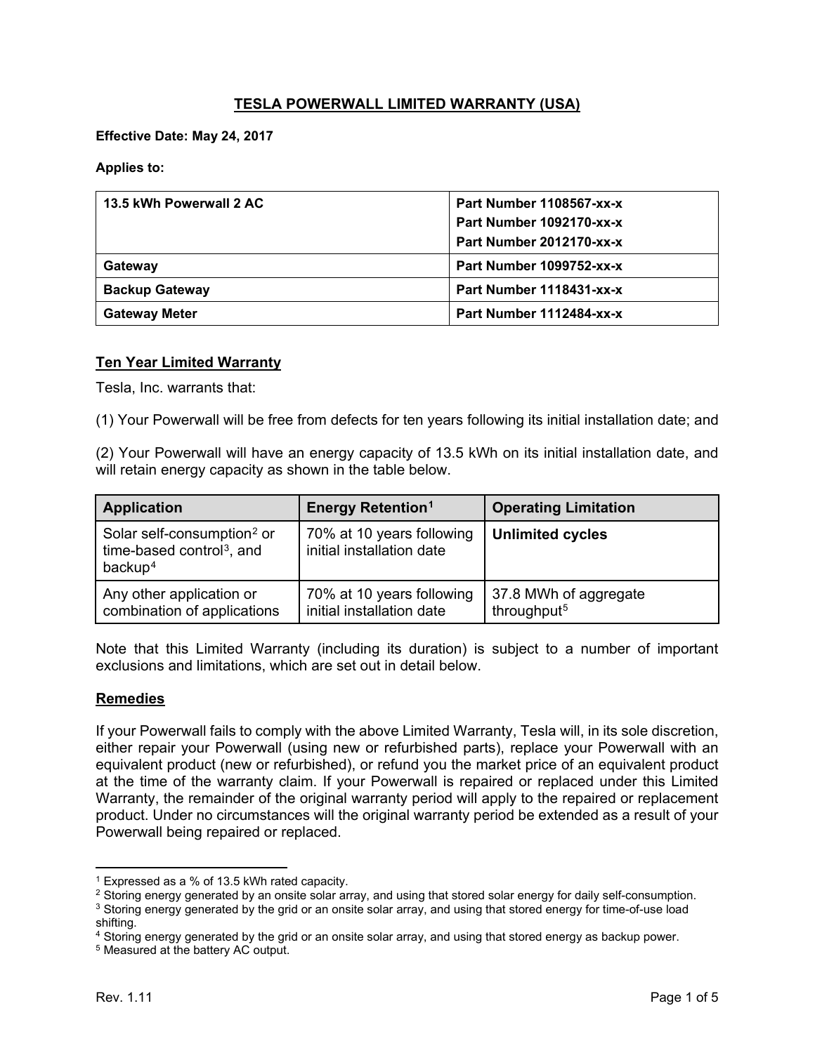# TESLA POWERWALL LIMITED WARRANTY (USA)

**Effective Date: May 24, 2017**

**Applies to:**

| | |
|---|---|
| **13.5 kWh Powerwall 2 AC** | **Part Number 1108567-xx-x**<br>**Part Number 1092170-xx-x**<br>**Part Number 2012170-xx-x** |
| **Gateway** | **Part Number 1099752-xx-x** |
| **Backup Gateway** | **Part Number 1118431-xx-x** |
| **Gateway Meter** | **Part Number 1112484-xx-x** |

## Ten Year Limited Warranty

Tesla, Inc. warrants that:

(1) Your Powerwall will be free from defects for ten years following its initial installation date; and

(2) Your Powerwall will have an energy capacity of 13.5 kWh on its initial installation date, and will retain energy capacity as shown in the table below.

| Application | Energy Retention[1] | Operating Limitation |
|---|---|---|
| Solar self-consumption[2] or time-based control[3], and backup[4] | 70% at 10 years following initial installation date | **Unlimited cycles** |
| Any other application or combination of applications | 70% at 10 years following initial installation date | 37.8 MWh of aggregate throughput[5] |

Note that this Limited Warranty (including its duration) is subject to a number of important exclusions and limitations, which are set out in detail below.

## Remedies

If your Powerwall fails to comply with the above Limited Warranty, Tesla will, in its sole discretion, either repair your Powerwall (using new or refurbished parts), replace your Powerwall with an equivalent product (new or refurbished), or refund you the market price of an equivalent product at the time of the warranty claim. If your Powerwall is repaired or replaced under this Limited Warranty, the remainder of the original warranty period will apply to the repaired or replacement product. Under no circumstances will the original warranty period be extended as a result of your Powerwall being repaired or replaced.

---

[1] Expressed as a % of 13.5 kWh rated capacity.

[2] Storing energy generated by an onsite solar array, and using that stored solar energy for daily self-consumption.

[3] Storing energy generated by the grid or an onsite solar array, and using that stored energy for time-of-use load shifting.

[4] Storing energy generated by the grid or an onsite solar array, and using that stored energy as backup power.

[5] Measured at the battery AC output.

Rev. 1.11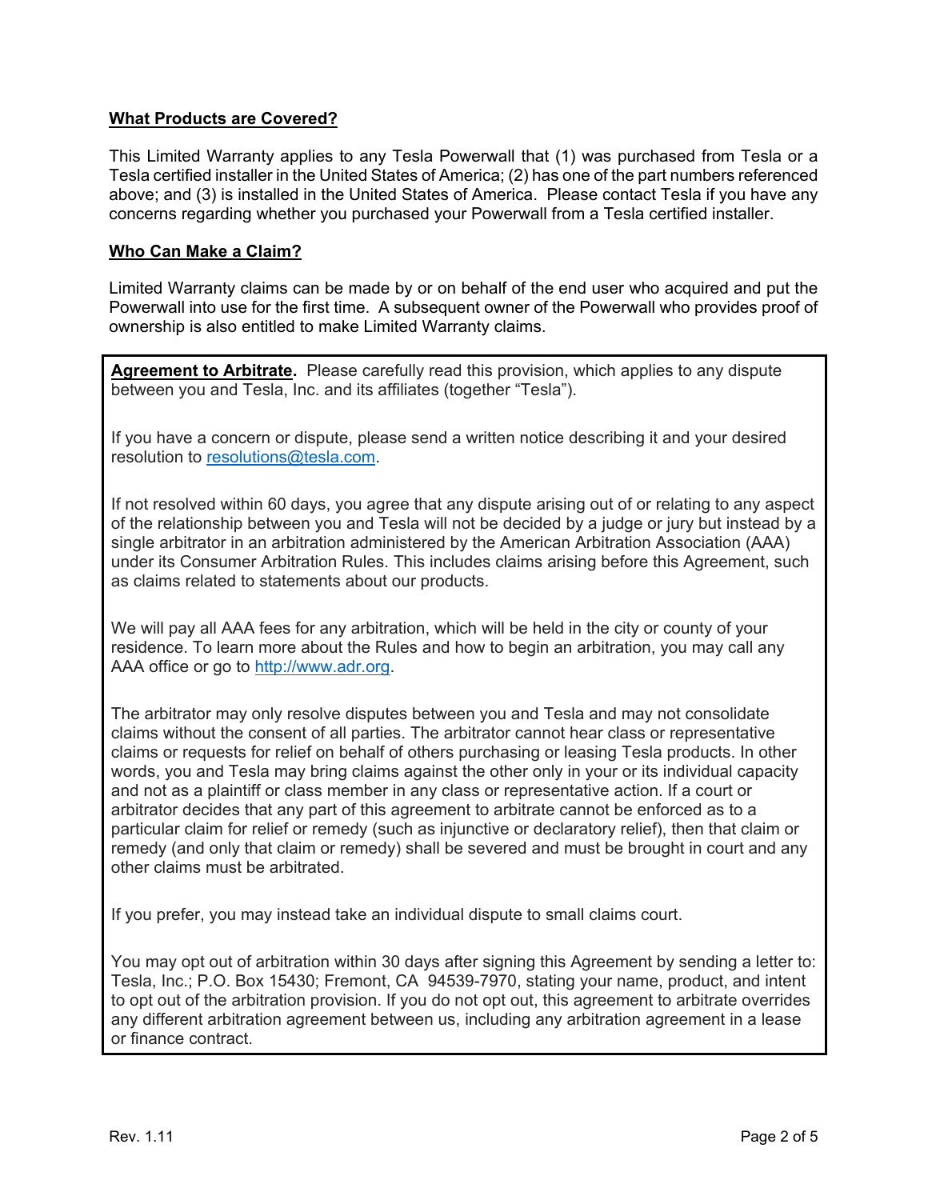## What Products are Covered?

This Limited Warranty applies to any Tesla Powerwall that (1) was purchased from Tesla or a Tesla certified installer in the United States of America; (2) has one of the part numbers referenced above; and (3) is installed in the United States of America. Please contact Tesla if you have any concerns regarding whether you purchased your Powerwall from a Tesla certified installer.

## Who Can Make a Claim?

Limited Warranty claims can be made by or on behalf of the end user who acquired and put the Powerwall into use for the first time. A subsequent owner of the Powerwall who provides proof of ownership is also entitled to make Limited Warranty claims.

**Agreement to Arbitrate.** Please carefully read this provision, which applies to any dispute between you and Tesla, Inc. and its affiliates (together "Tesla").

If you have a concern or dispute, please send a written notice describing it and your desired resolution to [resolutions@tesla.com](mailto:resolutions@tesla.com).

If not resolved within 60 days, you agree that any dispute arising out of or relating to any aspect of the relationship between you and Tesla will not be decided by a judge or jury but instead by a single arbitrator in an arbitration administered by the American Arbitration Association (AAA) under its Consumer Arbitration Rules. This includes claims arising before this Agreement, such as claims related to statements about our products.

We will pay all AAA fees for any arbitration, which will be held in the city or county of your residence. To learn more about the Rules and how to begin an arbitration, you may call any AAA office or go to [http://www.adr.org](http://www.adr.org).

The arbitrator may only resolve disputes between you and Tesla and may not consolidate claims without the consent of all parties. The arbitrator cannot hear class or representative claims or requests for relief on behalf of others purchasing or leasing Tesla products. In other words, you and Tesla may bring claims against the other only in your or its individual capacity and not as a plaintiff or class member in any class or representative action. If a court or arbitrator decides that any part of this agreement to arbitrate cannot be enforced as to a particular claim for relief or remedy (such as injunctive or declaratory relief), then that claim or remedy (and only that claim or remedy) shall be severed and must be brought in court and any other claims must be arbitrated.

If you prefer, you may instead take an individual dispute to small claims court.

You may opt out of arbitration within 30 days after signing this Agreement by sending a letter to: Tesla, Inc.; P.O. Box 15430; Fremont, CA 94539-7970, stating your name, product, and intent to opt out of the arbitration provision. If you do not opt out, this agreement to arbitrate overrides any different arbitration agreement between us, including any arbitration agreement in a lease or finance contract.

Rev. 1.11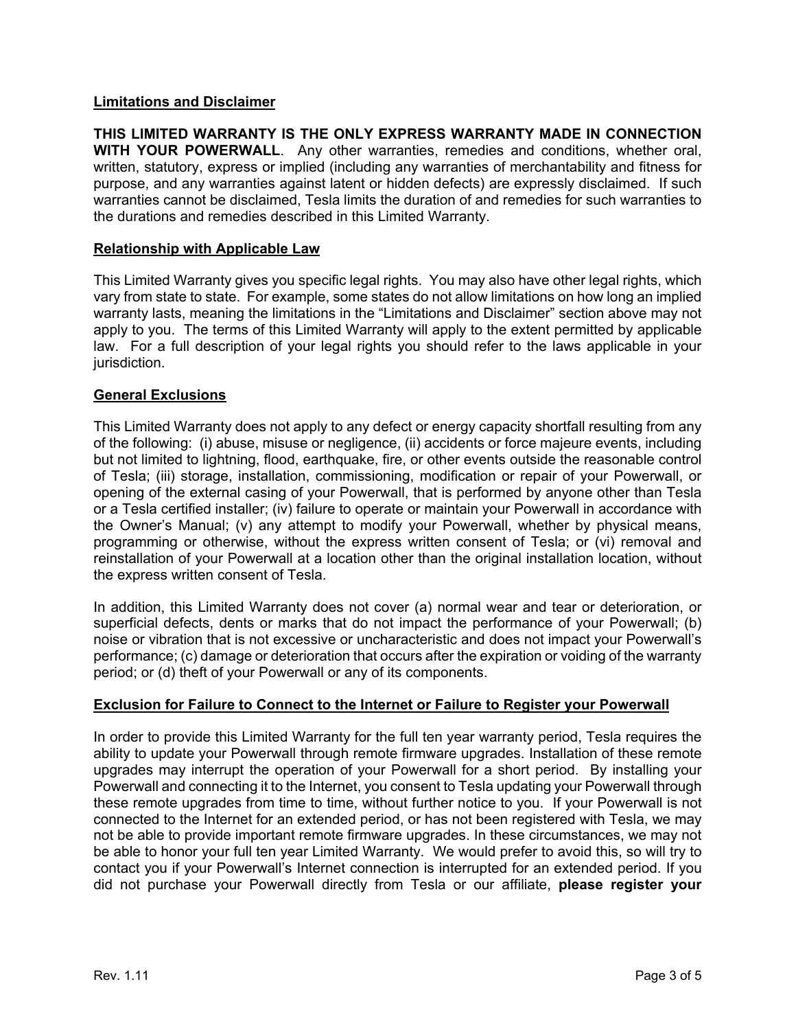**Limitations and Disclaimer**

**THIS LIMITED WARRANTY IS THE ONLY EXPRESS WARRANTY MADE IN CONNECTION WITH YOUR POWERWALL**. Any other warranties, remedies and conditions, whether oral, written, statutory, express or implied (including any warranties of merchantability and fitness for purpose, and any warranties against latent or hidden defects) are expressly disclaimed. If such warranties cannot be disclaimed, Tesla limits the duration of and remedies for such warranties to the durations and remedies described in this Limited Warranty.

**Relationship with Applicable Law**

This Limited Warranty gives you specific legal rights. You may also have other legal rights, which vary from state to state. For example, some states do not allow limitations on how long an implied warranty lasts, meaning the limitations in the "Limitations and Disclaimer" section above may not apply to you. The terms of this Limited Warranty will apply to the extent permitted by applicable law. For a full description of your legal rights you should refer to the laws applicable in your jurisdiction.

**General Exclusions**

This Limited Warranty does not apply to any defect or energy capacity shortfall resulting from any of the following: (i) abuse, misuse or negligence, (ii) accidents or force majeure events, including but not limited to lightning, flood, earthquake, fire, or other events outside the reasonable control of Tesla; (iii) storage, installation, commissioning, modification or repair of your Powerwall, or opening of the external casing of your Powerwall, that is performed by anyone other than Tesla or a Tesla certified installer; (iv) failure to operate or maintain your Powerwall in accordance with the Owner's Manual; (v) any attempt to modify your Powerwall, whether by physical means, programming or otherwise, without the express written consent of Tesla; or (vi) removal and reinstallation of your Powerwall at a location other than the original installation location, without the express written consent of Tesla.

In addition, this Limited Warranty does not cover (a) normal wear and tear or deterioration, or superficial defects, dents or marks that do not impact the performance of your Powerwall; (b) noise or vibration that is not excessive or uncharacteristic and does not impact your Powerwall's performance; (c) damage or deterioration that occurs after the expiration or voiding of the warranty period; or (d) theft of your Powerwall or any of its components.

**Exclusion for Failure to Connect to the Internet or Failure to Register your Powerwall**

In order to provide this Limited Warranty for the full ten year warranty period, Tesla requires the ability to update your Powerwall through remote firmware upgrades. Installation of these remote upgrades may interrupt the operation of your Powerwall for a short period. By installing your Powerwall and connecting it to the Internet, you consent to Tesla updating your Powerwall through these remote upgrades from time to time, without further notice to you. If your Powerwall is not connected to the Internet for an extended period, or has not been registered with Tesla, we may not be able to provide important remote firmware upgrades. In these circumstances, we may not be able to honor your full ten year Limited Warranty. We would prefer to avoid this, so will try to contact you if your Powerwall's Internet connection is interrupted for an extended period. If you did not purchase your Powerwall directly from Tesla or our affiliate, **please register your**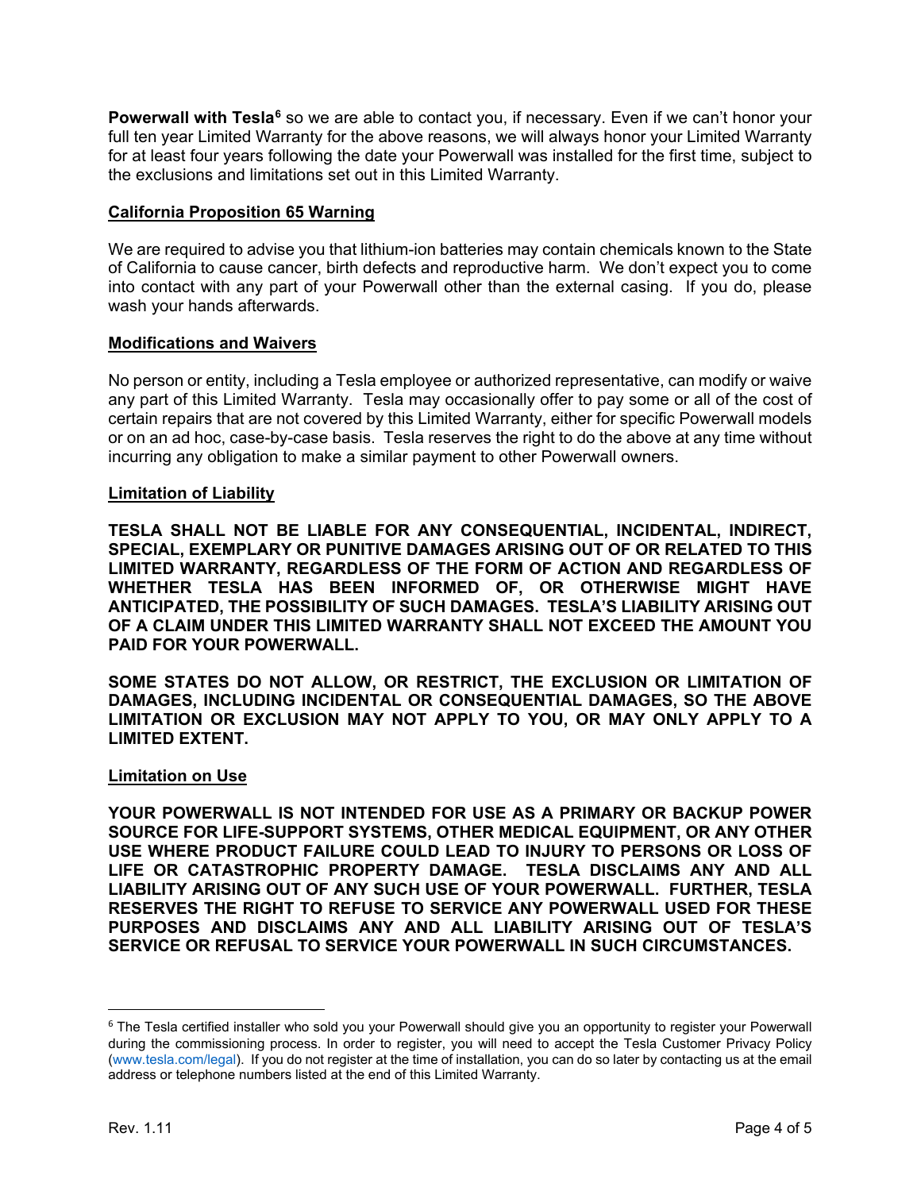**Powerwall with Tesla**[6] so we are able to contact you, if necessary. Even if we can't honor your full ten year Limited Warranty for the above reasons, we will always honor your Limited Warranty for at least four years following the date your Powerwall was installed for the first time, subject to the exclusions and limitations set out in this Limited Warranty.

## California Proposition 65 Warning

We are required to advise you that lithium-ion batteries may contain chemicals known to the State of California to cause cancer, birth defects and reproductive harm. We don't expect you to come into contact with any part of your Powerwall other than the external casing. If you do, please wash your hands afterwards.

## Modifications and Waivers

No person or entity, including a Tesla employee or authorized representative, can modify or waive any part of this Limited Warranty. Tesla may occasionally offer to pay some or all of the cost of certain repairs that are not covered by this Limited Warranty, either for specific Powerwall models or on an ad hoc, case-by-case basis. Tesla reserves the right to do the above at any time without incurring any obligation to make a similar payment to other Powerwall owners.

## Limitation of Liability

**TESLA SHALL NOT BE LIABLE FOR ANY CONSEQUENTIAL, INCIDENTAL, INDIRECT, SPECIAL, EXEMPLARY OR PUNITIVE DAMAGES ARISING OUT OF OR RELATED TO THIS LIMITED WARRANTY, REGARDLESS OF THE FORM OF ACTION AND REGARDLESS OF WHETHER TESLA HAS BEEN INFORMED OF, OR OTHERWISE MIGHT HAVE ANTICIPATED, THE POSSIBILITY OF SUCH DAMAGES. TESLA'S LIABILITY ARISING OUT OF A CLAIM UNDER THIS LIMITED WARRANTY SHALL NOT EXCEED THE AMOUNT YOU PAID FOR YOUR POWERWALL.**

**SOME STATES DO NOT ALLOW, OR RESTRICT, THE EXCLUSION OR LIMITATION OF DAMAGES, INCLUDING INCIDENTAL OR CONSEQUENTIAL DAMAGES, SO THE ABOVE LIMITATION OR EXCLUSION MAY NOT APPLY TO YOU, OR MAY ONLY APPLY TO A LIMITED EXTENT.**

## Limitation on Use

**YOUR POWERWALL IS NOT INTENDED FOR USE AS A PRIMARY OR BACKUP POWER SOURCE FOR LIFE-SUPPORT SYSTEMS, OTHER MEDICAL EQUIPMENT, OR ANY OTHER USE WHERE PRODUCT FAILURE COULD LEAD TO INJURY TO PERSONS OR LOSS OF LIFE OR CATASTROPHIC PROPERTY DAMAGE. TESLA DISCLAIMS ANY AND ALL LIABILITY ARISING OUT OF ANY SUCH USE OF YOUR POWERWALL. FURTHER, TESLA RESERVES THE RIGHT TO REFUSE TO SERVICE ANY POWERWALL USED FOR THESE PURPOSES AND DISCLAIMS ANY AND ALL LIABILITY ARISING OUT OF TESLA'S SERVICE OR REFUSAL TO SERVICE YOUR POWERWALL IN SUCH CIRCUMSTANCES.**

---

[6] The Tesla certified installer who sold you your Powerwall should give you an opportunity to register your Powerwall during the commissioning process. In order to register, you will need to accept the Tesla Customer Privacy Policy (www.tesla.com/legal). If you do not register at the time of installation, you can do so later by contacting us at the email address or telephone numbers listed at the end of this Limited Warranty.

Rev. 1.11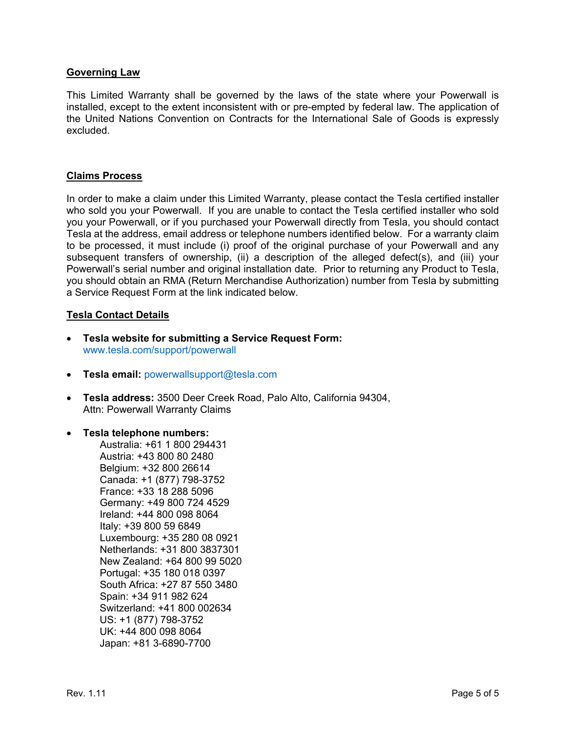## Governing Law

This Limited Warranty shall be governed by the laws of the state where your Powerwall is installed, except to the extent inconsistent with or pre-empted by federal law. The application of the United Nations Convention on Contracts for the International Sale of Goods is expressly excluded.

## Claims Process

In order to make a claim under this Limited Warranty, please contact the Tesla certified installer who sold you your Powerwall. If you are unable to contact the Tesla certified installer who sold you your Powerwall, or if you purchased your Powerwall directly from Tesla, you should contact Tesla at the address, email address or telephone numbers identified below. For a warranty claim to be processed, it must include (i) proof of the original purchase of your Powerwall and any subsequent transfers of ownership, (ii) a description of the alleged defect(s), and (iii) your Powerwall's serial number and original installation date. Prior to returning any Product to Tesla, you should obtain an RMA (Return Merchandise Authorization) number from Tesla by submitting a Service Request Form at the link indicated below.

## Tesla Contact Details

- **Tesla website for submitting a Service Request Form:** www.tesla.com/support/powerwall
- **Tesla email:** powerwallsupport@tesla.com
- **Tesla address:** 3500 Deer Creek Road, Palo Alto, California 94304, Attn: Powerwall Warranty Claims
- **Tesla telephone numbers:**
  - Australia: +61 1 800 294431
  - Austria: +43 800 80 2480
  - Belgium: +32 800 26614
  - Canada: +1 (877) 798-3752
  - France: +33 18 288 5096
  - Germany: +49 800 724 4529
  - Ireland: +44 800 098 8064
  - Italy: +39 800 59 6849
  - Luxembourg: +35 280 08 0921
  - Netherlands: +31 800 3837301
  - New Zealand: +64 800 99 5020
  - Portugal: +35 180 018 0397
  - South Africa: +27 87 550 3480
  - Spain: +34 911 982 624
  - Switzerland: +41 800 002634
  - US: +1 (877) 798-3752
  - UK: +44 800 098 8064
  - Japan: +81 3-6890-7700

Rev. 1.11